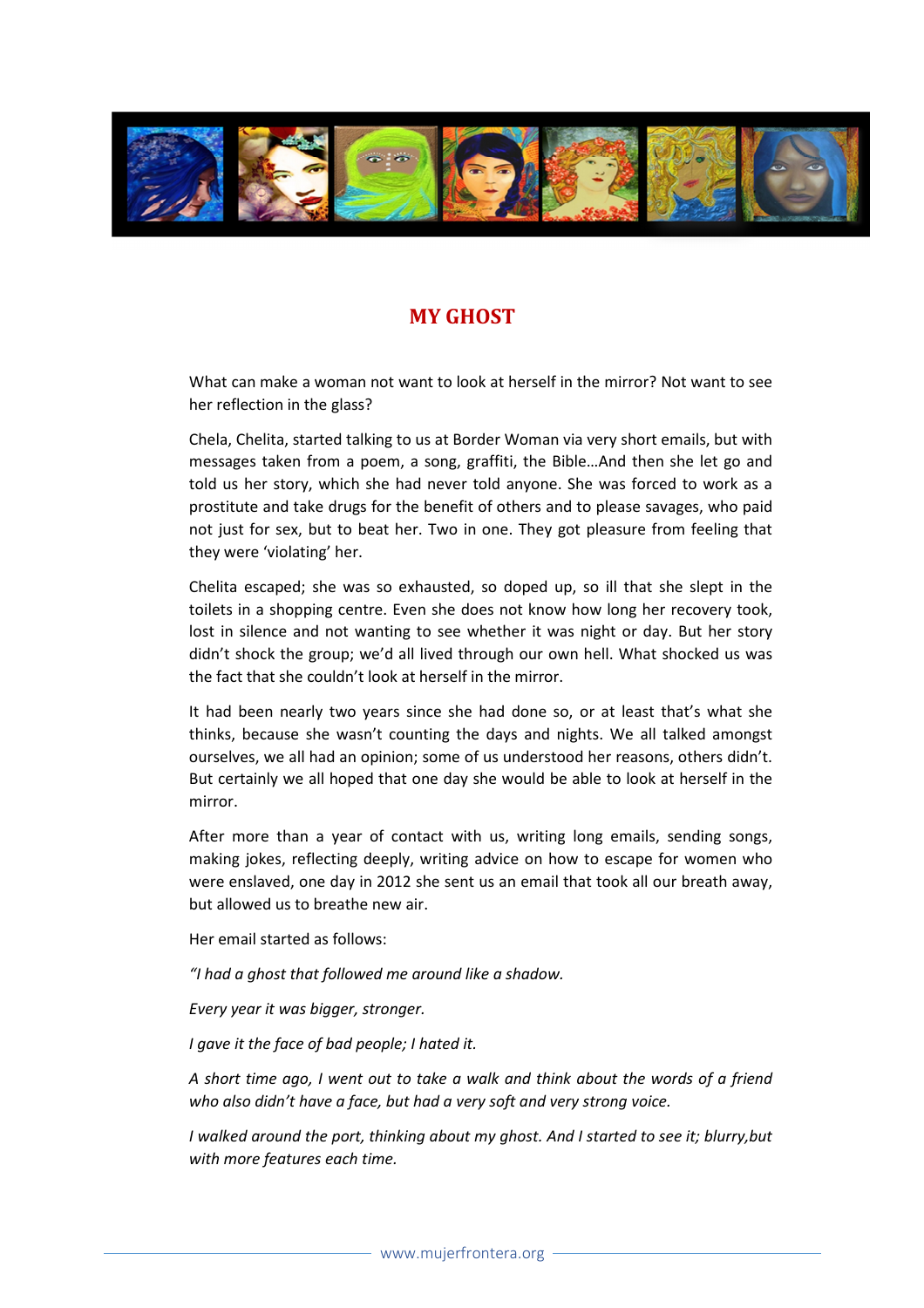# MY GHOST

What can make a woman not want to look at herself in the mirror? Not want to see her reflection in the glass?

Chela, Chelita, started talking to us at Border Woman via very short emails, but with messages taken from a poem, a song, graffiti, the Bible…And then she let go and told us her story, which she had never told anyone. She was forced to work as a prostitute and take drugs for the benefit of others and to please savages, who paid not just for sex, but to beat her. Two in one. They got pleasure from feeling that they were 'violating' her.

Chelita escaped; she was so exhausted, so doped up, so ill that she slept in the toilets in a shopping centre. Even she does not know how long her recovery took, lost in silence and not wanting to see whether it was night or day. But her story didn't shock the group; we'd all lived through our own hell. What shocked us was the fact that she couldn't look at herself in the mirror.

It had been nearly two years since she had done so, or at least that's what she thinks, because she wasn't counting the days and nights. We all talked amongst ourselves, we all had an opinion; some of us understood her reasons, others didn't. But certainly we all hoped that one day she would be able to look at herself in the mirror.

After more than a year of contact with us, writing long emails, sending songs, making jokes, reflecting deeply, writing advice on how to escape for women who were enslaved, one day in 2012 she sent us an email that took all our breath away, but allowed us to breathe new air.

Her email started as follows:

*"I had a ghost that followed me around like a shadow.*

*Every year it was bigger, stronger.*

*I gave it the face of bad people; I hated it.*

*A short time ago, I went out to take a walk and think about the words of a friend who also didn't have a face, but had a very soft and very strong voice.*

*I walked around the port, thinking about my ghost. And I started to see it; blurry,but with more features each time.*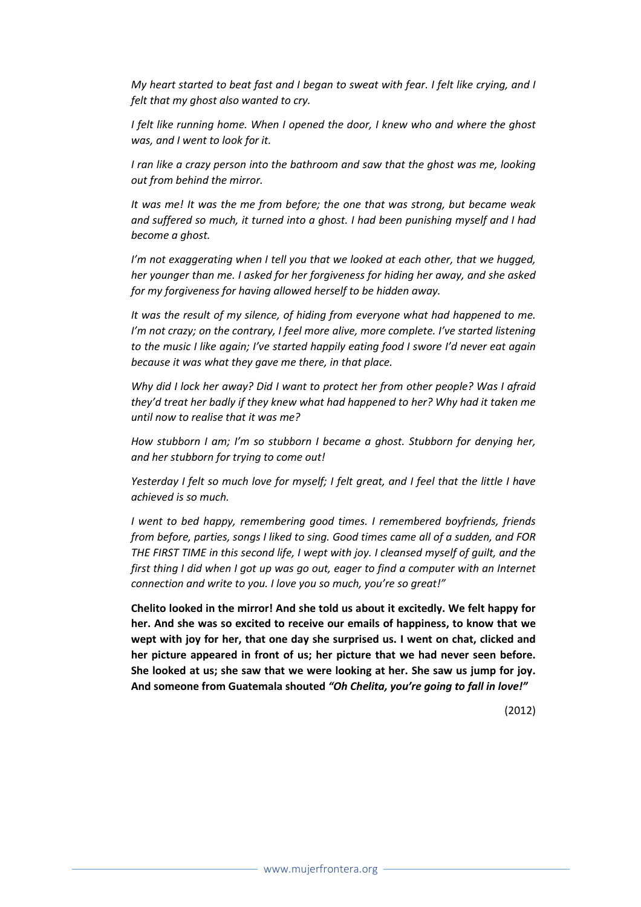*My heart started to beat fast and I began to sweat with fear. I felt like crying, and I felt that my ghost also wanted to cry.*

*I felt like running home. When I opened the door, I knew who and where the ghost was, and I went to look for it.*

*I ran like a crazy person into the bathroom and saw that the ghost was me, looking out from behind the mirror.*

*It was me! It was the me from before; the one that was strong, but became weak and suffered so much, it turned into a ghost. I had been punishing myself and I had become a ghost.*

*I'm not exaggerating when I tell you that we looked at each other, that we hugged, her younger than me. I asked for her forgiveness for hiding her away, and she asked for my forgiveness for having allowed herself to be hidden away.*

*It was the result of my silence, of hiding from everyone what had happened to me. I'm not crazy; on the contrary, I feel more alive, more complete. I've started listening to the music I like again; I've started happily eating food I swore I'd never eat again because it was what they gave me there, in that place.*

*Why did I lock her away? Did I want to protect her from other people? Was I afraid they'd treat her badly if they knew what had happened to her? Why had it taken me until now to realise that it was me?*

*How stubborn I am; I'm so stubborn I became a ghost. Stubborn for denying her, and her stubborn for trying to come out!*

*Yesterday I felt so much love for myself; I felt great, and I feel that the little I have achieved is so much.*

*I went to bed happy, remembering good times. I remembered boyfriends, friends from before, parties, songs I liked to sing. Good times came all of a sudden, and FOR THE FIRST TIME in this second life, I wept with joy. I cleansed myself of guilt, and the first thing I did when I got up was go out, eager to find a computer with an Internet connection and write to you. I love you so much, you're so great!"*

**Chelito looked in the mirror! And she told us about it excitedly. We felt happy for her. And she was so excited to receive our emails of happiness, to know that we wept with joy for her, that one day she surprised us. I went on chat, clicked and her picture appeared in front of us; her picture that we had never seen before. She looked at us; she saw that we were looking at her. She saw us jump for joy. And someone from Guatemala shouted *"Oh Chelita, you're going to fall in love!"***

(2012)